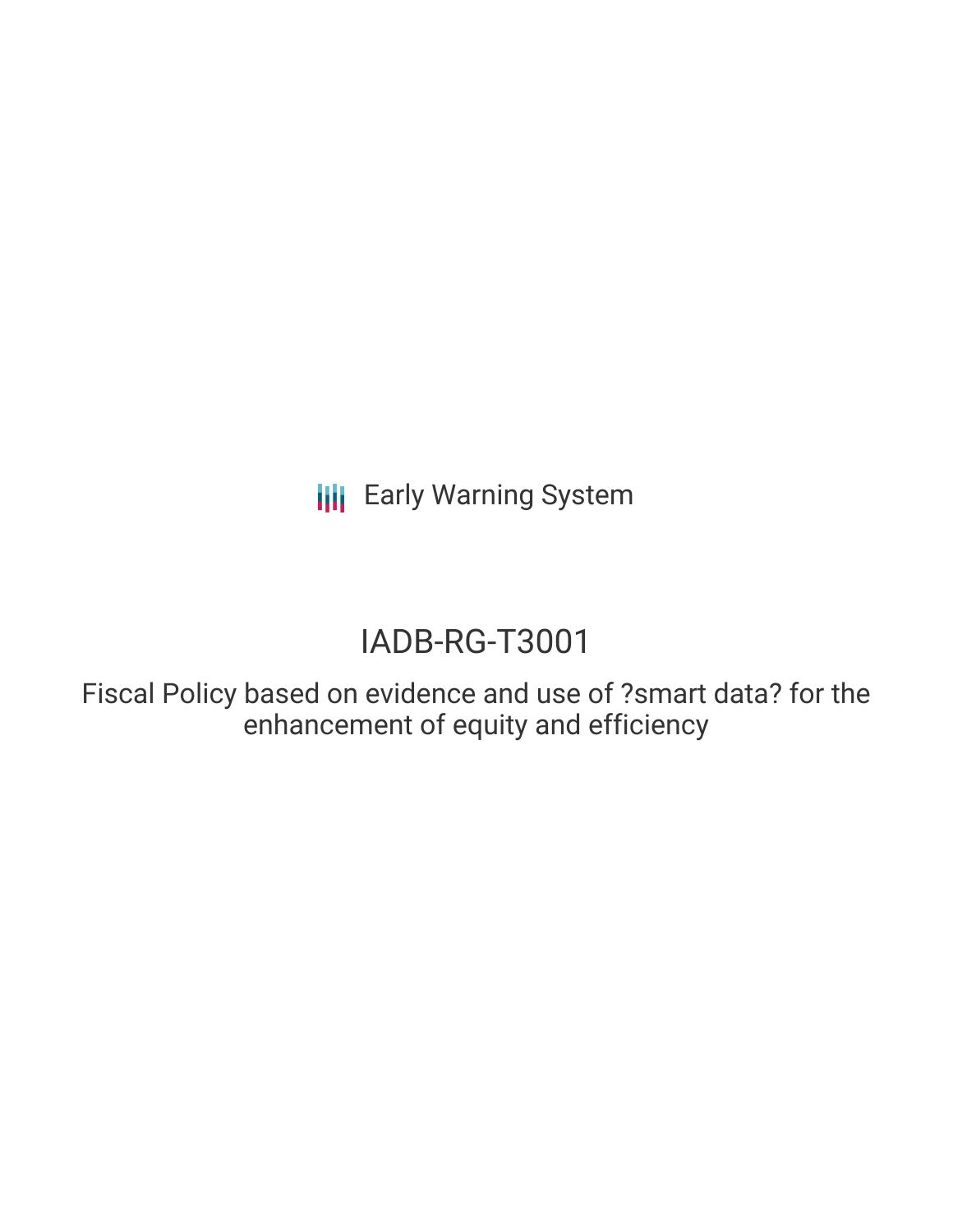Early Warning System

# IADB-RG-T3001

Fiscal Policy based on evidence and use of ?smart data? for the enhancement of equity and efficiency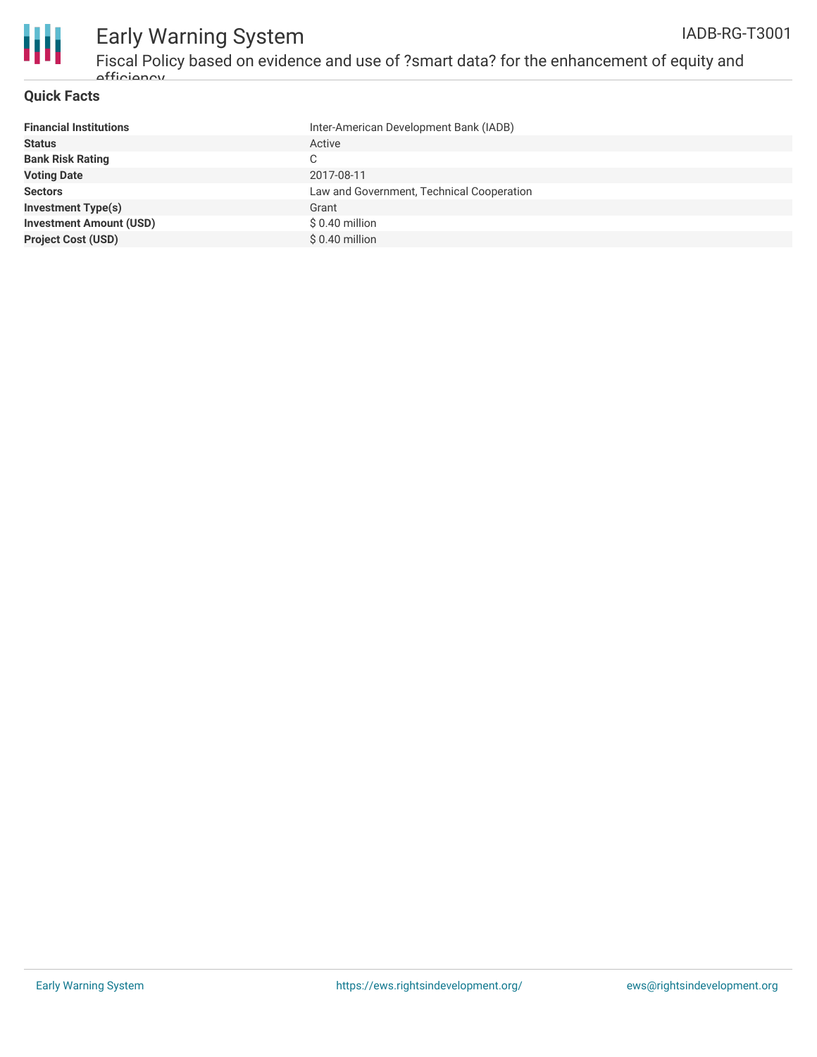## Quick Facts

| | |
|---|---|
| **Financial Institutions** | Inter-American Development Bank (IADB) |
| **Status** | Active |
| **Bank Risk Rating** | C |
| **Voting Date** | 2017-08-11 |
| **Sectors** | Law and Government, Technical Cooperation |
| **Investment Type(s)** | Grant |
| **Investment Amount (USD)** | $ 0.40 million |
| **Project Cost (USD)** | $ 0.40 million |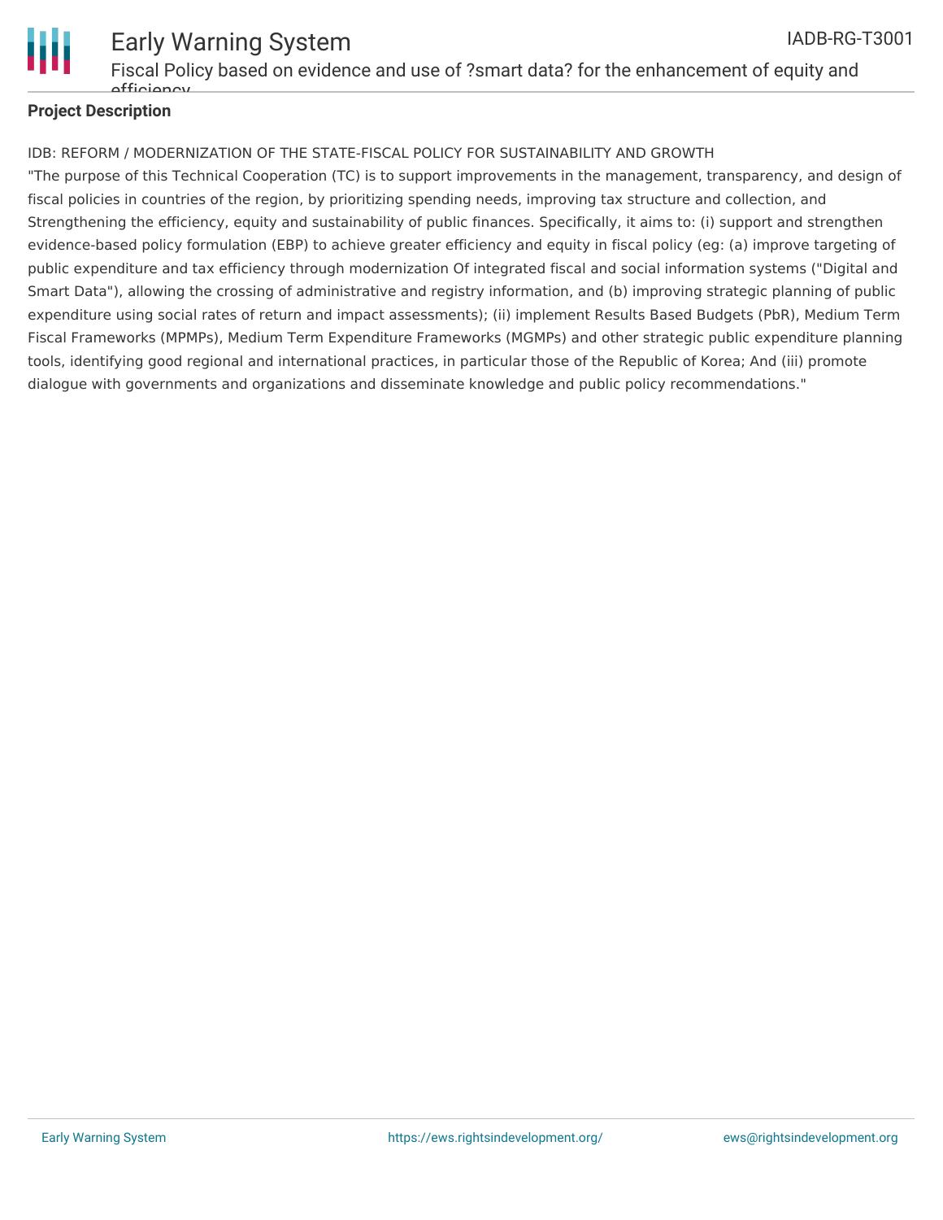## Project Description

IDB: REFORM / MODERNIZATION OF THE STATE-FISCAL POLICY FOR SUSTAINABILITY AND GROWTH

"The purpose of this Technical Cooperation (TC) is to support improvements in the management, transparency, and design of fiscal policies in countries of the region, by prioritizing spending needs, improving tax structure and collection, and Strengthening the efficiency, equity and sustainability of public finances. Specifically, it aims to: (i) support and strengthen evidence-based policy formulation (EBP) to achieve greater efficiency and equity in fiscal policy (eg: (a) improve targeting of public expenditure and tax efficiency through modernization Of integrated fiscal and social information systems ("Digital and Smart Data"), allowing the crossing of administrative and registry information, and (b) improving strategic planning of public expenditure using social rates of return and impact assessments); (ii) implement Results Based Budgets (PbR), Medium Term Fiscal Frameworks (MPMPs), Medium Term Expenditure Frameworks (MGMPs) and other strategic public expenditure planning tools, identifying good regional and international practices, in particular those of the Republic of Korea; And (iii) promote dialogue with governments and organizations and disseminate knowledge and public policy recommendations."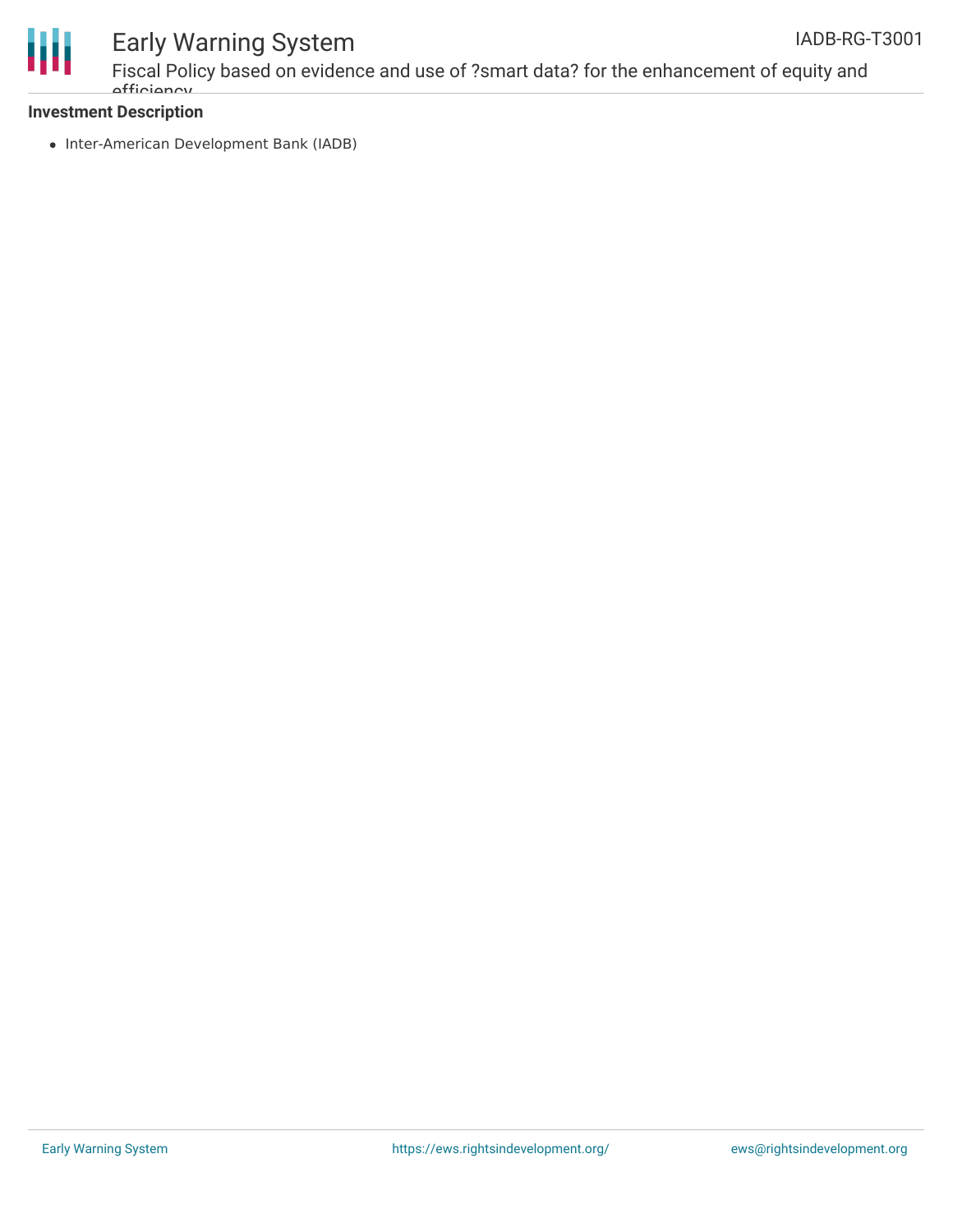**Investment Description**

- Inter-American Development Bank (IADB)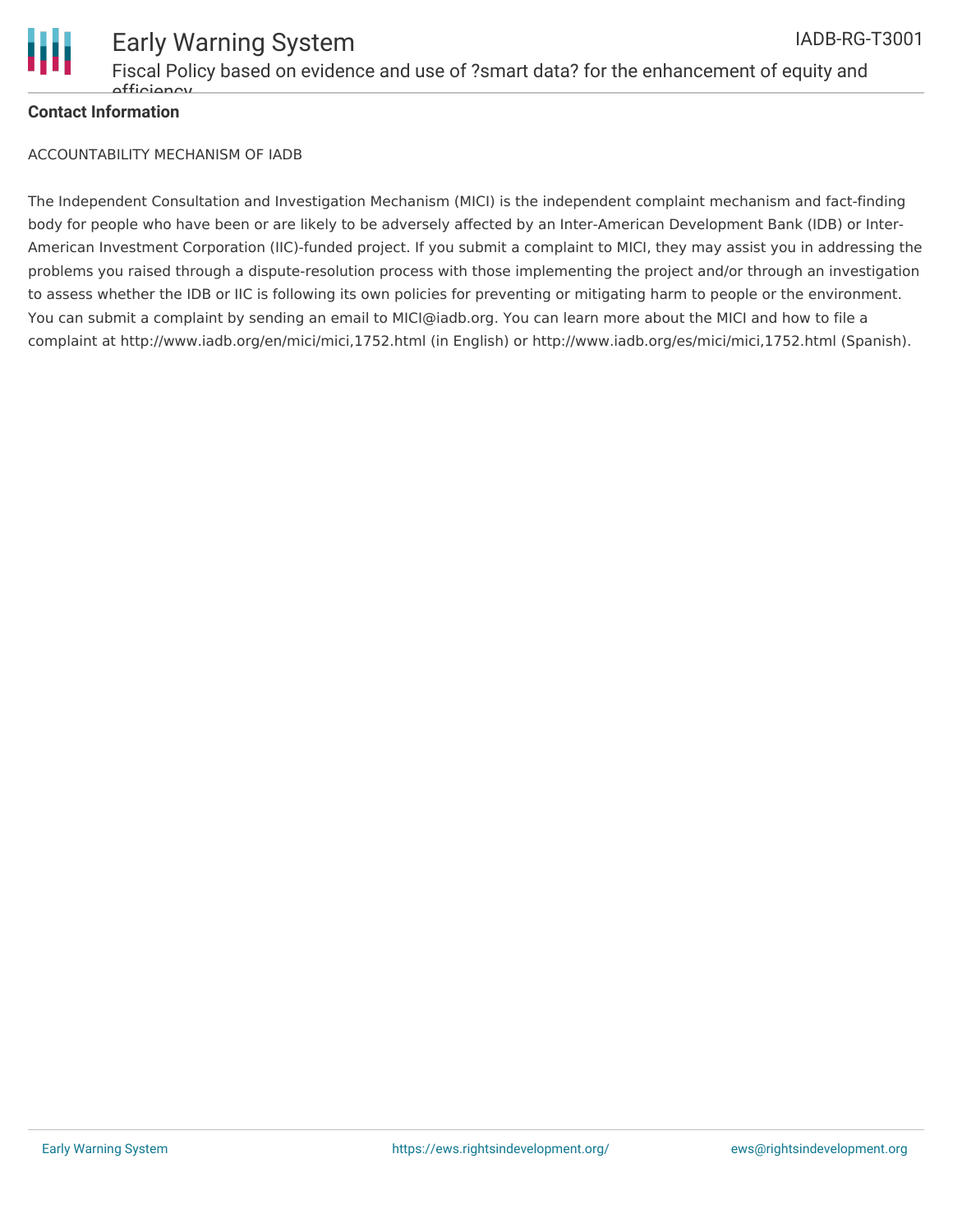**Contact Information**

ACCOUNTABILITY MECHANISM OF IADB

The Independent Consultation and Investigation Mechanism (MICI) is the independent complaint mechanism and fact-finding body for people who have been or are likely to be adversely affected by an Inter-American Development Bank (IDB) or Inter-American Investment Corporation (IIC)-funded project. If you submit a complaint to MICI, they may assist you in addressing the problems you raised through a dispute-resolution process with those implementing the project and/or through an investigation to assess whether the IDB or IIC is following its own policies for preventing or mitigating harm to people or the environment. You can submit a complaint by sending an email to MICI@iadb.org. You can learn more about the MICI and how to file a complaint at http://www.iadb.org/en/mici/mici,1752.html (in English) or http://www.iadb.org/es/mici/mici,1752.html (Spanish).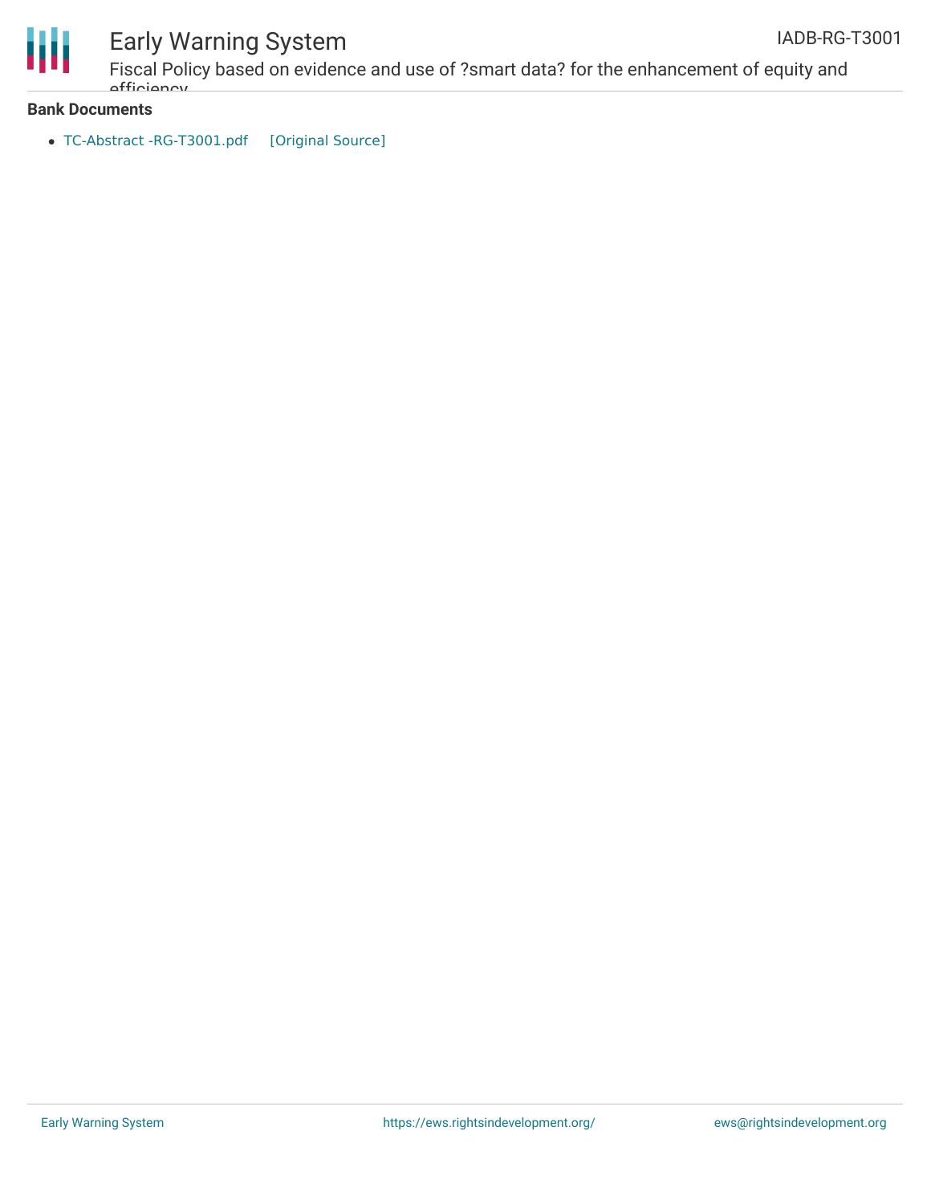**Bank Documents**

- TC-Abstract -RG-T3001.pdf [Original Source]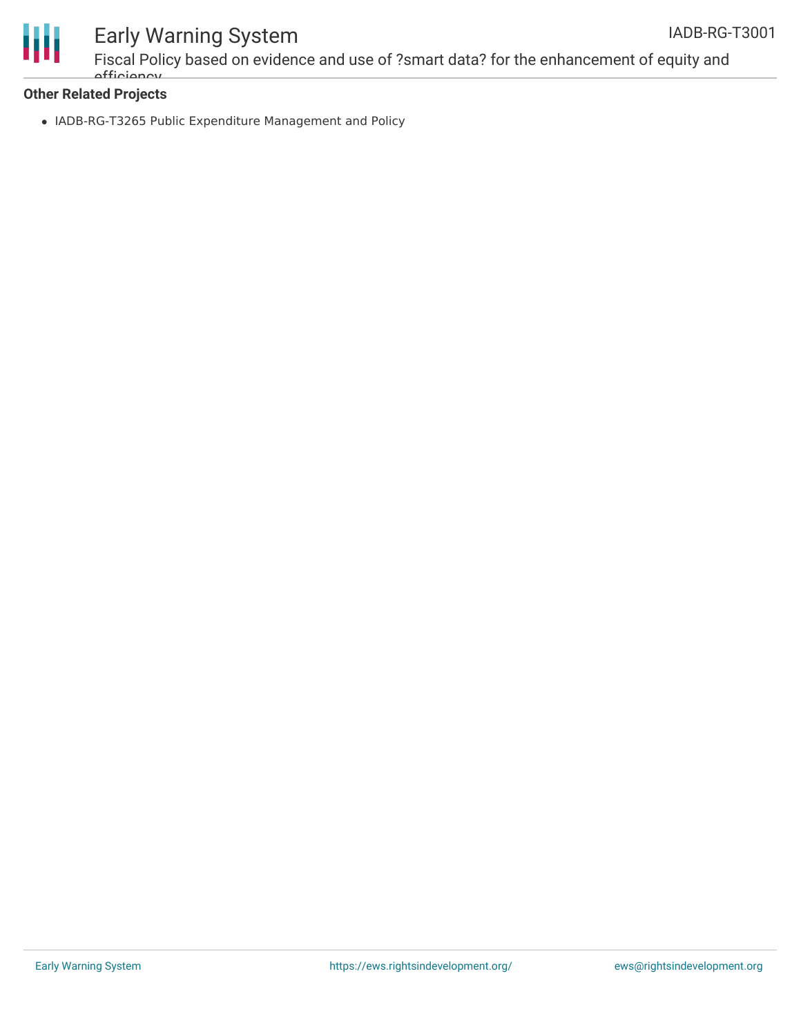**Other Related Projects**

- IADB-RG-T3265 Public Expenditure Management and Policy